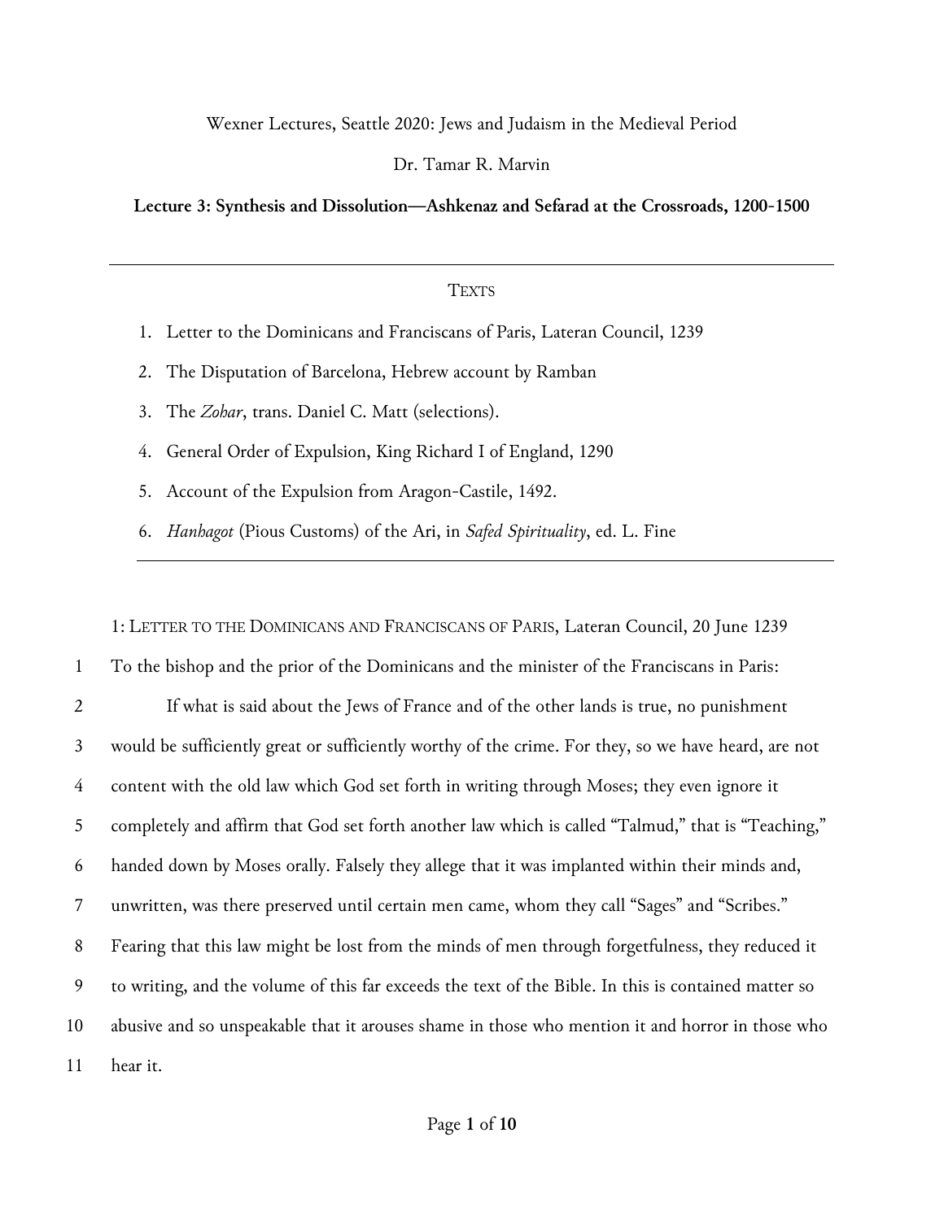Wexner Lectures, Seattle 2020: Jews and Judaism in the Medieval Period

Dr. Tamar R. Marvin

**Lecture 3: Synthesis and Dissolution—Ashkenaz and Sefarad at the Crossroads, 1200-1500**

---

TEXTS

1. Letter to the Dominicans and Franciscans of Paris, Lateran Council, 1239
2. The Disputation of Barcelona, Hebrew account by Ramban
3. The *Zohar*, trans. Daniel C. Matt (selections).
4. General Order of Expulsion, King Richard I of England, 1290
5. Account of the Expulsion from Aragon-Castile, 1492.
6. *Hanhagot* (Pious Customs) of the Ari, in *Safed Spirituality*, ed. L. Fine

---

1: LETTER TO THE DOMINICANS AND FRANCISCANS OF PARIS, Lateran Council, 20 June 1239

1 To the bishop and the prior of the Dominicans and the minister of the Franciscans in Paris:

2 If what is said about the Jews of France and of the other lands is true, no punishment
3 would be sufficiently great or sufficiently worthy of the crime. For they, so we have heard, are not
4 content with the old law which God set forth in writing through Moses; they even ignore it
5 completely and affirm that God set forth another law which is called "Talmud," that is "Teaching,"
6 handed down by Moses orally. Falsely they allege that it was implanted within their minds and,
7 unwritten, was there preserved until certain men came, whom they call "Sages" and "Scribes."
8 Fearing that this law might be lost from the minds of men through forgetfulness, they reduced it
9 to writing, and the volume of this far exceeds the text of the Bible. In this is contained matter so
10 abusive and so unspeakable that it arouses shame in those who mention it and horror in those who
11 hear it.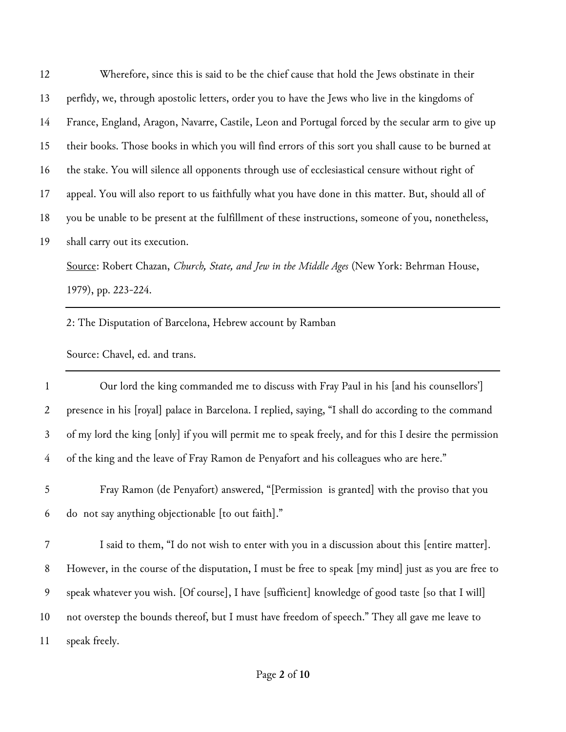Wherefore, since this is said to be the chief cause that hold the Jews obstinate in their perfidy, we, through apostolic letters, order you to have the Jews who live in the kingdoms of France, England, Aragon, Navarre, Castile, Leon and Portugal forced by the secular arm to give up their books. Those books in which you will find errors of this sort you shall cause to be burned at the stake. You will silence all opponents through use of ecclesiastical censure without right of appeal. You will also report to us faithfully what you have done in this matter. But, should all of you be unable to be present at the fulfillment of these instructions, someone of you, nonetheless, shall carry out its execution.

Source: Robert Chazan, *Church, State, and Jew in the Middle Ages* (New York: Behrman House, 1979), pp. 223-224.

---

2: The Disputation of Barcelona, Hebrew account by Ramban

Source: Chavel, ed. and trans.

---

Our lord the king commanded me to discuss with Fray Paul in his [and his counsellors'] presence in his [royal] palace in Barcelona. I replied, saying, "I shall do according to the command of my lord the king [only] if you will permit me to speak freely, and for this I desire the permission of the king and the leave of Fray Ramon de Penyafort and his colleagues who are here."

Fray Ramon (de Penyafort) answered, "[Permission is granted] with the proviso that you do not say anything objectionable [to out faith]."

I said to them, "I do not wish to enter with you in a discussion about this [entire matter]. However, in the course of the disputation, I must be free to speak [my mind] just as you are free to speak whatever you wish. [Of course], I have [sufficient] knowledge of good taste [so that I will] not overstep the bounds thereof, but I must have freedom of speech." They all gave me leave to speak freely.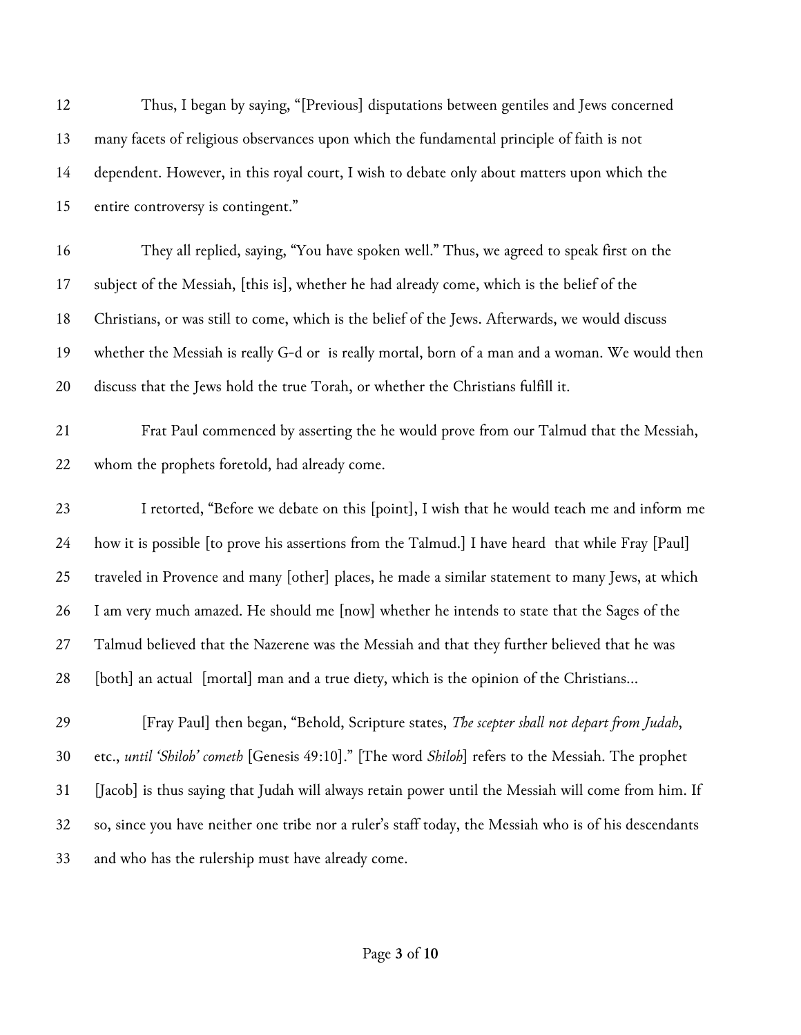Thus, I began by saying, "[Previous] disputations between gentiles and Jews concerned many facets of religious observances upon which the fundamental principle of faith is not dependent. However, in this royal court, I wish to debate only about matters upon which the entire controversy is contingent."

They all replied, saying, "You have spoken well." Thus, we agreed to speak first on the subject of the Messiah, [this is], whether he had already come, which is the belief of the Christians, or was still to come, which is the belief of the Jews. Afterwards, we would discuss whether the Messiah is really G-d or is really mortal, born of a man and a woman. We would then discuss that the Jews hold the true Torah, or whether the Christians fulfill it.

Frat Paul commenced by asserting the he would prove from our Talmud that the Messiah, whom the prophets foretold, had already come.

I retorted, "Before we debate on this [point], I wish that he would teach me and inform me how it is possible [to prove his assertions from the Talmud.] I have heard that while Fray [Paul] traveled in Provence and many [other] places, he made a similar statement to many Jews, at which I am very much amazed. He should me [now] whether he intends to state that the Sages of the Talmud believed that the Nazerene was the Messiah and that they further believed that he was [both] an actual [mortal] man and a true diety, which is the opinion of the Christians...

[Fray Paul] then began, "Behold, Scripture states, *The scepter shall not depart from Judah*, etc., *until 'Shiloh' cometh* [Genesis 49:10]." [The word *Shiloh*] refers to the Messiah. The prophet [Jacob] is thus saying that Judah will always retain power until the Messiah will come from him. If so, since you have neither one tribe nor a ruler's staff today, the Messiah who is of his descendants and who has the rulership must have already come.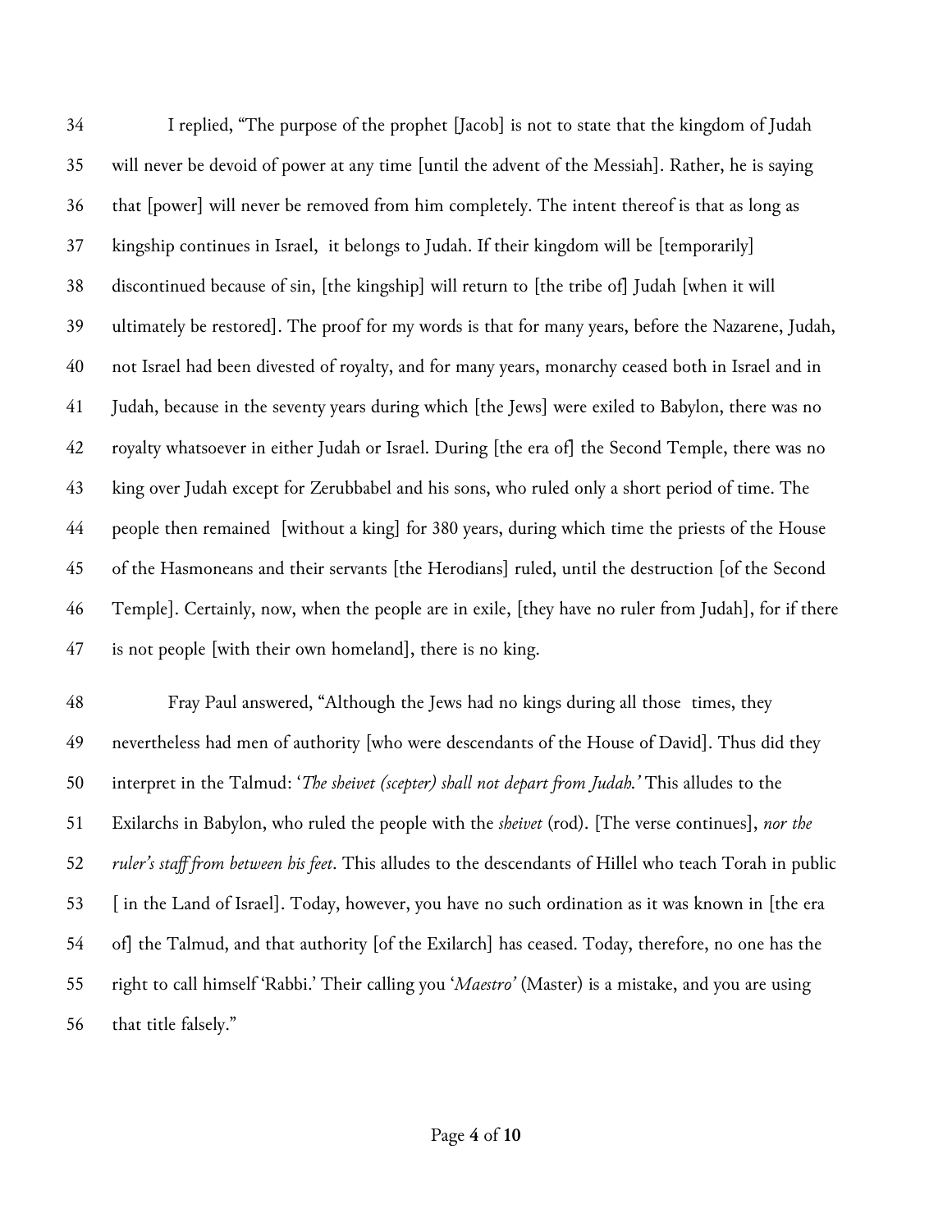I replied, "The purpose of the prophet [Jacob] is not to state that the kingdom of Judah will never be devoid of power at any time [until the advent of the Messiah]. Rather, he is saying that [power] will never be removed from him completely. The intent thereof is that as long as kingship continues in Israel, it belongs to Judah. If their kingdom will be [temporarily] discontinued because of sin, [the kingship] will return to [the tribe of] Judah [when it will ultimately be restored]. The proof for my words is that for many years, before the Nazarene, Judah, not Israel had been divested of royalty, and for many years, monarchy ceased both in Israel and in Judah, because in the seventy years during which [the Jews] were exiled to Babylon, there was no royalty whatsoever in either Judah or Israel. During [the era of] the Second Temple, there was no king over Judah except for Zerubbabel and his sons, who ruled only a short period of time. The people then remained [without a king] for 380 years, during which time the priests of the House of the Hasmoneans and their servants [the Herodians] ruled, until the destruction [of the Second Temple]. Certainly, now, when the people are in exile, [they have no ruler from Judah], for if there is not people [with their own homeland], there is no king.

Fray Paul answered, "Although the Jews had no kings during all those times, they nevertheless had men of authority [who were descendants of the House of David]. Thus did they interpret in the Talmud: '*The sheivet (scepter) shall not depart from Judah.*' This alludes to the Exilarchs in Babylon, who ruled the people with the *sheivet* (rod). [The verse continues], *nor the ruler's staff from between his feet*. This alludes to the descendants of Hillel who teach Torah in public [ in the Land of Israel]. Today, however, you have no such ordination as it was known in [the era of] the Talmud, and that authority [of the Exilarch] has ceased. Today, therefore, no one has the right to call himself 'Rabbi.' Their calling you '*Maestro'* (Master) is a mistake, and you are using that title falsely."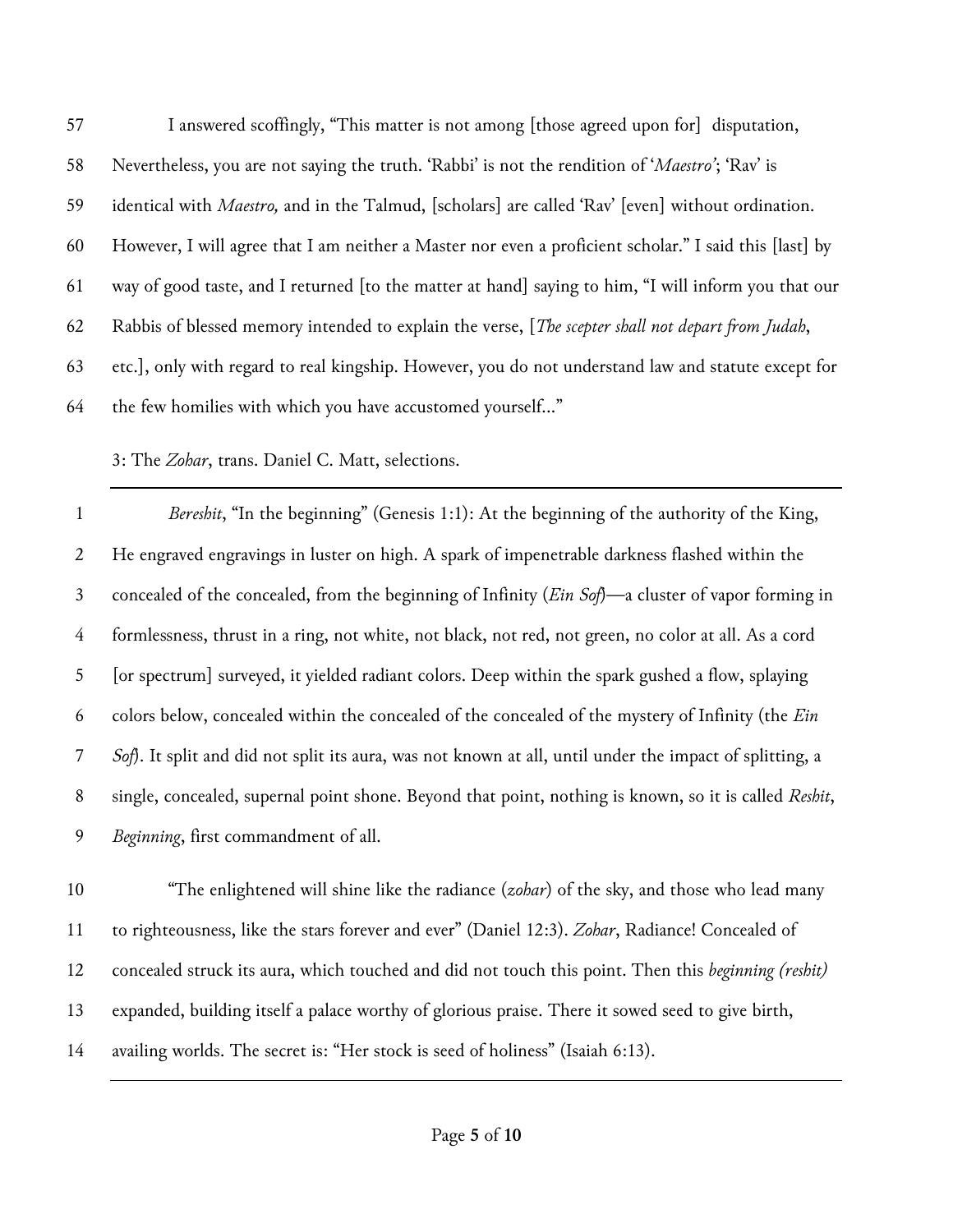57 I answered scoffingly, "This matter is not among [those agreed upon for] disputation,
58 Nevertheless, you are not saying the truth. 'Rabbi' is not the rendition of '*Maestro*'; 'Rav' is
59 identical with *Maestro,* and in the Talmud, [scholars] are called 'Rav' [even] without ordination.
60 However, I will agree that I am neither a Master nor even a proficient scholar." I said this [last] by
61 way of good taste, and I returned [to the matter at hand] saying to him, "I will inform you that our
62 Rabbis of blessed memory intended to explain the verse, [*The scepter shall not depart from Judah*,
63 etc.], only with regard to real kingship. However, you do not understand law and statute except for
64 the few homilies with which you have accustomed yourself..."

3: The *Zohar*, trans. Daniel C. Matt, selections.

---

1 *Bereshit*, "In the beginning" (Genesis 1:1): At the beginning of the authority of the King,
2 He engraved engravings in luster on high. A spark of impenetrable darkness flashed within the
3 concealed of the concealed, from the beginning of Infinity (*Ein Sof*)—a cluster of vapor forming in
4 formlessness, thrust in a ring, not white, not black, not red, not green, no color at all. As a cord
5 [or spectrum] surveyed, it yielded radiant colors. Deep within the spark gushed a flow, splaying
6 colors below, concealed within the concealed of the concealed of the mystery of Infinity (the *Ein*
7 *Sof*). It split and did not split its aura, was not known at all, until under the impact of splitting, a
8 single, concealed, supernal point shone. Beyond that point, nothing is known, so it is called *Reshit*,
9 *Beginning*, first commandment of all.

10 "The enlightened will shine like the radiance (*zohar*) of the sky, and those who lead many
11 to righteousness, like the stars forever and ever" (Daniel 12:3). *Zohar*, Radiance! Concealed of
12 concealed struck its aura, which touched and did not touch this point. Then this *beginning (reshit)*
13 expanded, building itself a palace worthy of glorious praise. There it sowed seed to give birth,
14 availing worlds. The secret is: "Her stock is seed of holiness" (Isaiah 6:13).

---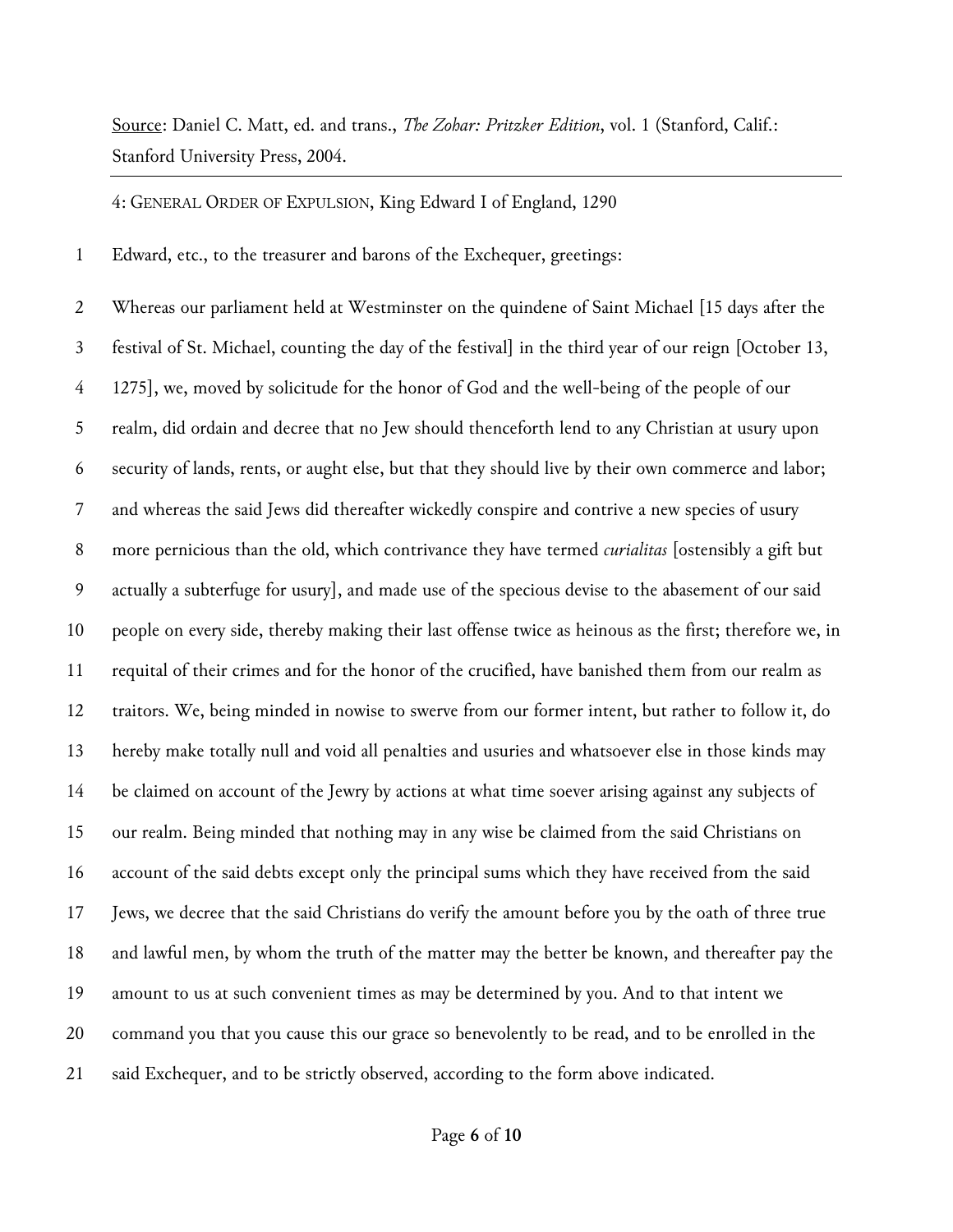Source: Daniel C. Matt, ed. and trans., *The Zohar: Pritzker Edition*, vol. 1 (Stanford, Calif.: Stanford University Press, 2004.

---

4: General Order of Expulsion, King Edward I of England, 1290

1 Edward, etc., to the treasurer and barons of the Exchequer, greetings:

2 Whereas our parliament held at Westminster on the quindene of Saint Michael [15 days after the
3 festival of St. Michael, counting the day of the festival] in the third year of our reign [October 13,
4 1275], we, moved by solicitude for the honor of God and the well-being of the people of our
5 realm, did ordain and decree that no Jew should thenceforth lend to any Christian at usury upon
6 security of lands, rents, or aught else, but that they should live by their own commerce and labor;
7 and whereas the said Jews did thereafter wickedly conspire and contrive a new species of usury
8 more pernicious than the old, which contrivance they have termed *curialitas* [ostensibly a gift but
9 actually a subterfuge for usury], and made use of the specious devise to the abasement of our said
10 people on every side, thereby making their last offense twice as heinous as the first; therefore we, in
11 requital of their crimes and for the honor of the crucified, have banished them from our realm as
12 traitors. We, being minded in nowise to swerve from our former intent, but rather to follow it, do
13 hereby make totally null and void all penalties and usuries and whatsoever else in those kinds may
14 be claimed on account of the Jewry by actions at what time soever arising against any subjects of
15 our realm. Being minded that nothing may in any wise be claimed from the said Christians on
16 account of the said debts except only the principal sums which they have received from the said
17 Jews, we decree that the said Christians do verify the amount before you by the oath of three true
18 and lawful men, by whom the truth of the matter may the better be known, and thereafter pay the
19 amount to us at such convenient times as may be determined by you. And to that intent we
20 command you that you cause this our grace so benevolently to be read, and to be enrolled in the
21 said Exchequer, and to be strictly observed, according to the form above indicated.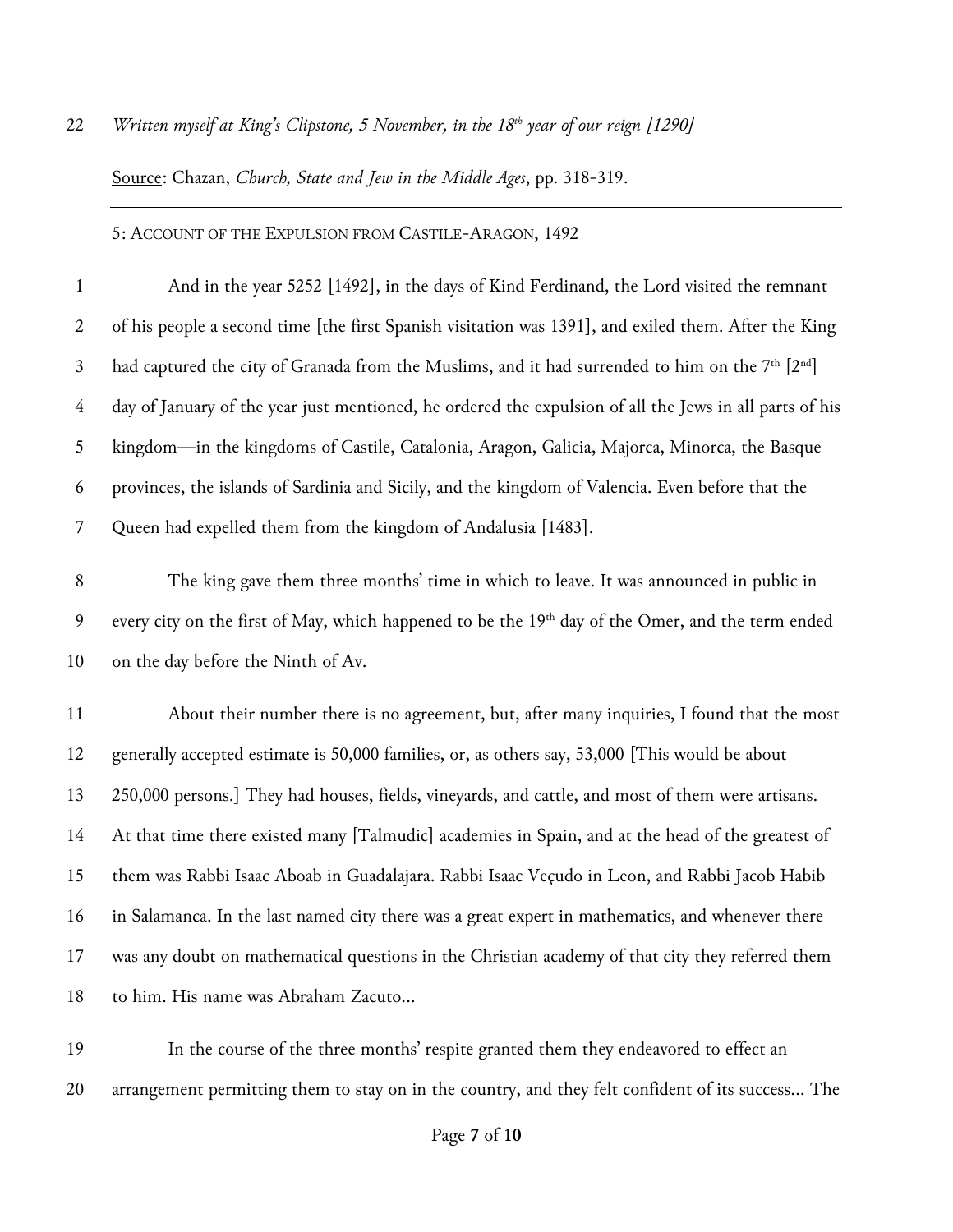*Written myself at King's Clipstone, 5 November, in the 18th year of our reign [1290]*

Source: Chazan, *Church, State and Jew in the Middle Ages*, pp. 318-319.

---

5: ACCOUNT OF THE EXPULSION FROM CASTILE-ARAGON, 1492

And in the year 5252 [1492], in the days of Kind Ferdinand, the Lord visited the remnant of his people a second time [the first Spanish visitation was 1391], and exiled them. After the King had captured the city of Granada from the Muslims, and it had surrended to him on the 7th [2nd] day of January of the year just mentioned, he ordered the expulsion of all the Jews in all parts of his kingdom—in the kingdoms of Castile, Catalonia, Aragon, Galicia, Majorca, Minorca, the Basque provinces, the islands of Sardinia and Sicily, and the kingdom of Valencia. Even before that the Queen had expelled them from the kingdom of Andalusia [1483].

The king gave them three months' time in which to leave. It was announced in public in every city on the first of May, which happened to be the 19th day of the Omer, and the term ended on the day before the Ninth of Av.

About their number there is no agreement, but, after many inquiries, I found that the most generally accepted estimate is 50,000 families, or, as others say, 53,000 [This would be about 250,000 persons.] They had houses, fields, vineyards, and cattle, and most of them were artisans. At that time there existed many [Talmudic] academies in Spain, and at the head of the greatest of them was Rabbi Isaac Aboab in Guadalajara. Rabbi Isaac Veçudo in Leon, and Rabbi Jacob Habib in Salamanca. In the last named city there was a great expert in mathematics, and whenever there was any doubt on mathematical questions in the Christian academy of that city they referred them to him. His name was Abraham Zacuto...

In the course of the three months' respite granted them they endeavored to effect an arrangement permitting them to stay on in the country, and they felt confident of its success... The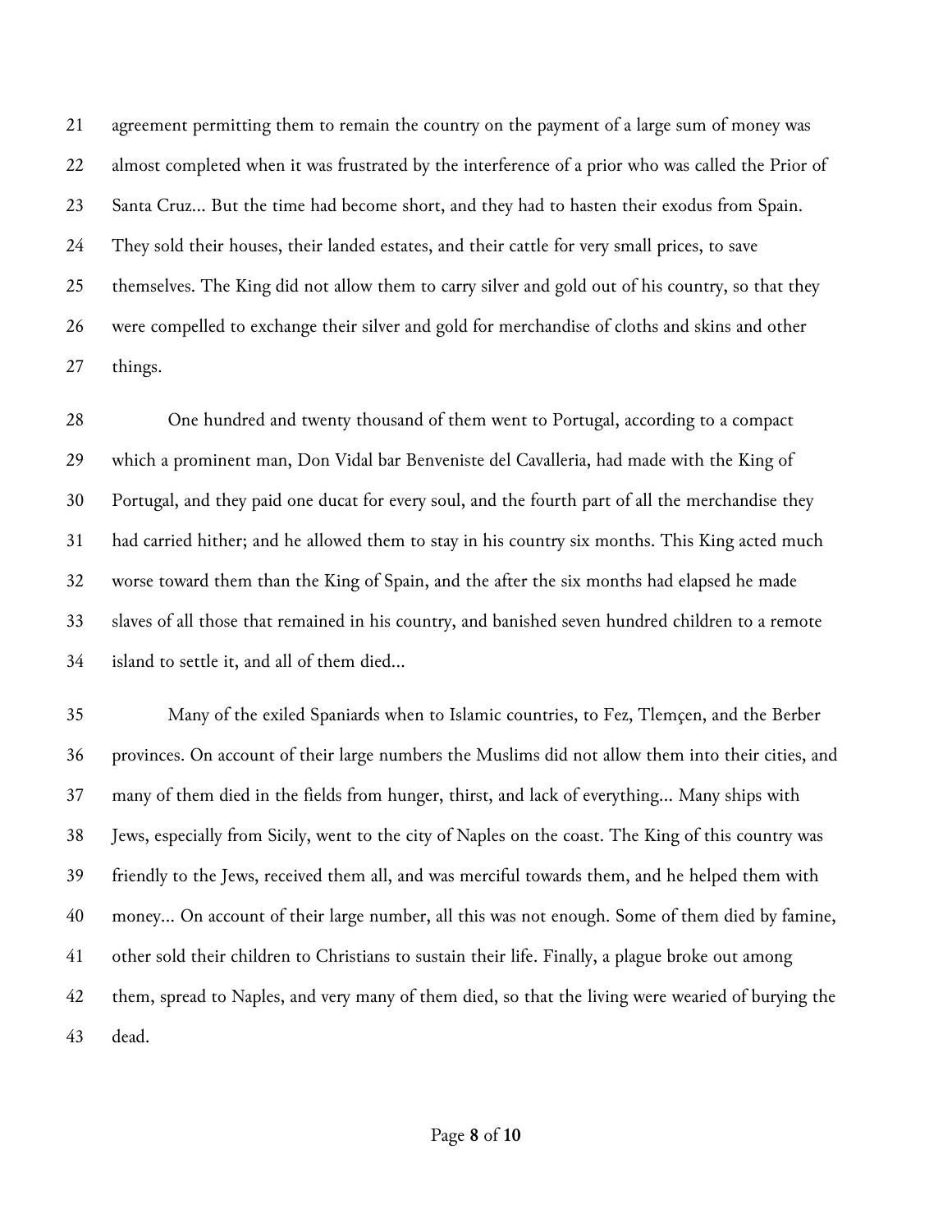agreement permitting them to remain the country on the payment of a large sum of money was almost completed when it was frustrated by the interference of a prior who was called the Prior of Santa Cruz… But the time had become short, and they had to hasten their exodus from Spain. They sold their houses, their landed estates, and their cattle for very small prices, to save themselves. The King did not allow them to carry silver and gold out of his country, so that they were compelled to exchange their silver and gold for merchandise of cloths and skins and other things.

One hundred and twenty thousand of them went to Portugal, according to a compact which a prominent man, Don Vidal bar Benveniste del Cavalleria, had made with the King of Portugal, and they paid one ducat for every soul, and the fourth part of all the merchandise they had carried hither; and he allowed them to stay in his country six months. This King acted much worse toward them than the King of Spain, and the after the six months had elapsed he made slaves of all those that remained in his country, and banished seven hundred children to a remote island to settle it, and all of them died…

Many of the exiled Spaniards when to Islamic countries, to Fez, Tlemçen, and the Berber provinces. On account of their large numbers the Muslims did not allow them into their cities, and many of them died in the fields from hunger, thirst, and lack of everything… Many ships with Jews, especially from Sicily, went to the city of Naples on the coast. The King of this country was friendly to the Jews, received them all, and was merciful towards them, and he helped them with money… On account of their large number, all this was not enough. Some of them died by famine, other sold their children to Christians to sustain their life. Finally, a plague broke out among them, spread to Naples, and very many of them died, so that the living were wearied of burying the dead.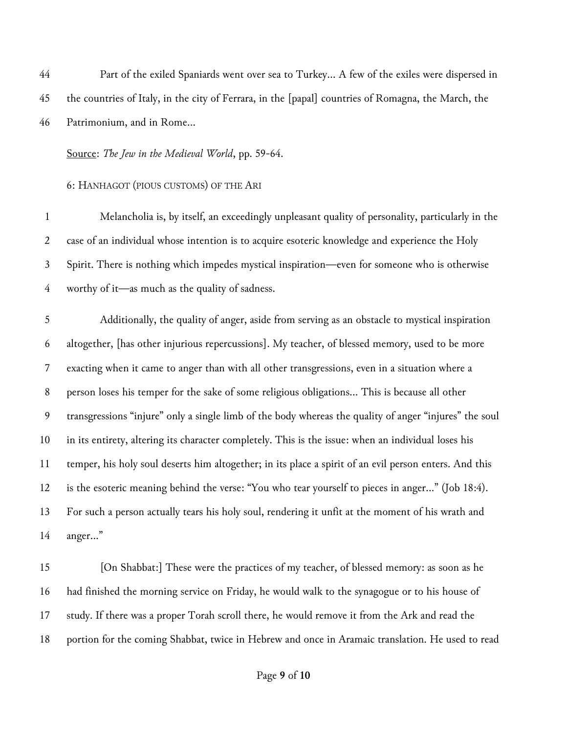Part of the exiled Spaniards went over sea to Turkey... A few of the exiles were dispersed in the countries of Italy, in the city of Ferrara, in the [papal] countries of Romagna, the March, the Patrimonium, and in Rome...

Source: *The Jew in the Medieval World*, pp. 59-64.

## 6: Hanhagot (pious customs) of the Ari

Melancholia is, by itself, an exceedingly unpleasant quality of personality, particularly in the case of an individual whose intention is to acquire esoteric knowledge and experience the Holy Spirit. There is nothing which impedes mystical inspiration—even for someone who is otherwise worthy of it—as much as the quality of sadness.

Additionally, the quality of anger, aside from serving as an obstacle to mystical inspiration altogether, [has other injurious repercussions]. My teacher, of blessed memory, used to be more exacting when it came to anger than with all other transgressions, even in a situation where a person loses his temper for the sake of some religious obligations... This is because all other transgressions "injure" only a single limb of the body whereas the quality of anger "injures" the soul in its entirety, altering its character completely. This is the issue: when an individual loses his temper, his holy soul deserts him altogether; in its place a spirit of an evil person enters. And this is the esoteric meaning behind the verse: "You who tear yourself to pieces in anger..." (Job 18:4). For such a person actually tears his holy soul, rendering it unfit at the moment of his wrath and anger..."

[On Shabbat:] These were the practices of my teacher, of blessed memory: as soon as he had finished the morning service on Friday, he would walk to the synagogue or to his house of study. If there was a proper Torah scroll there, he would remove it from the Ark and read the portion for the coming Shabbat, twice in Hebrew and once in Aramaic translation. He used to read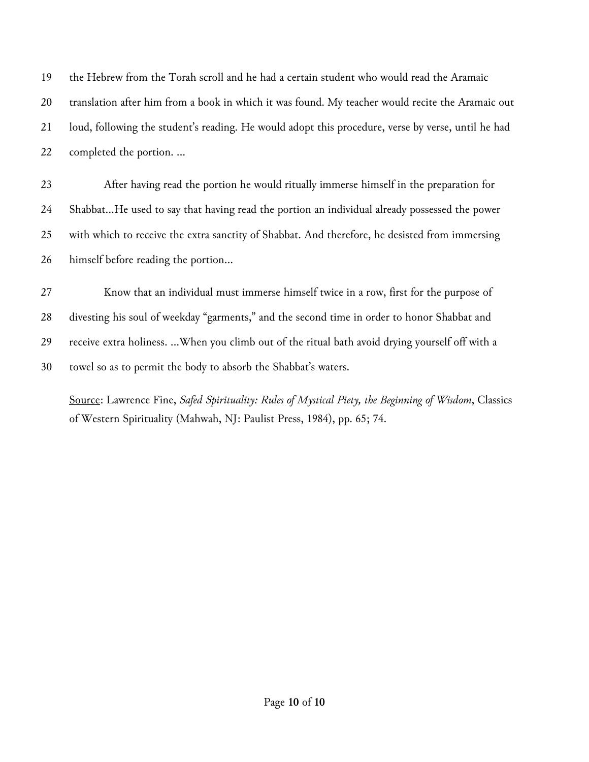the Hebrew from the Torah scroll and he had a certain student who would read the Aramaic translation after him from a book in which it was found. My teacher would recite the Aramaic out loud, following the student's reading. He would adopt this procedure, verse by verse, until he had completed the portion. ...

After having read the portion he would ritually immerse himself in the preparation for Shabbat...He used to say that having read the portion an individual already possessed the power with which to receive the extra sanctity of Shabbat. And therefore, he desisted from immersing himself before reading the portion...

Know that an individual must immerse himself twice in a row, first for the purpose of divesting his soul of weekday "garments," and the second time in order to honor Shabbat and receive extra holiness. ...When you climb out of the ritual bath avoid drying yourself off with a towel so as to permit the body to absorb the Shabbat's waters.

Source: Lawrence Fine, *Safed Spirituality: Rules of Mystical Piety, the Beginning of Wisdom*, Classics of Western Spirituality (Mahwah, NJ: Paulist Press, 1984), pp. 65; 74.